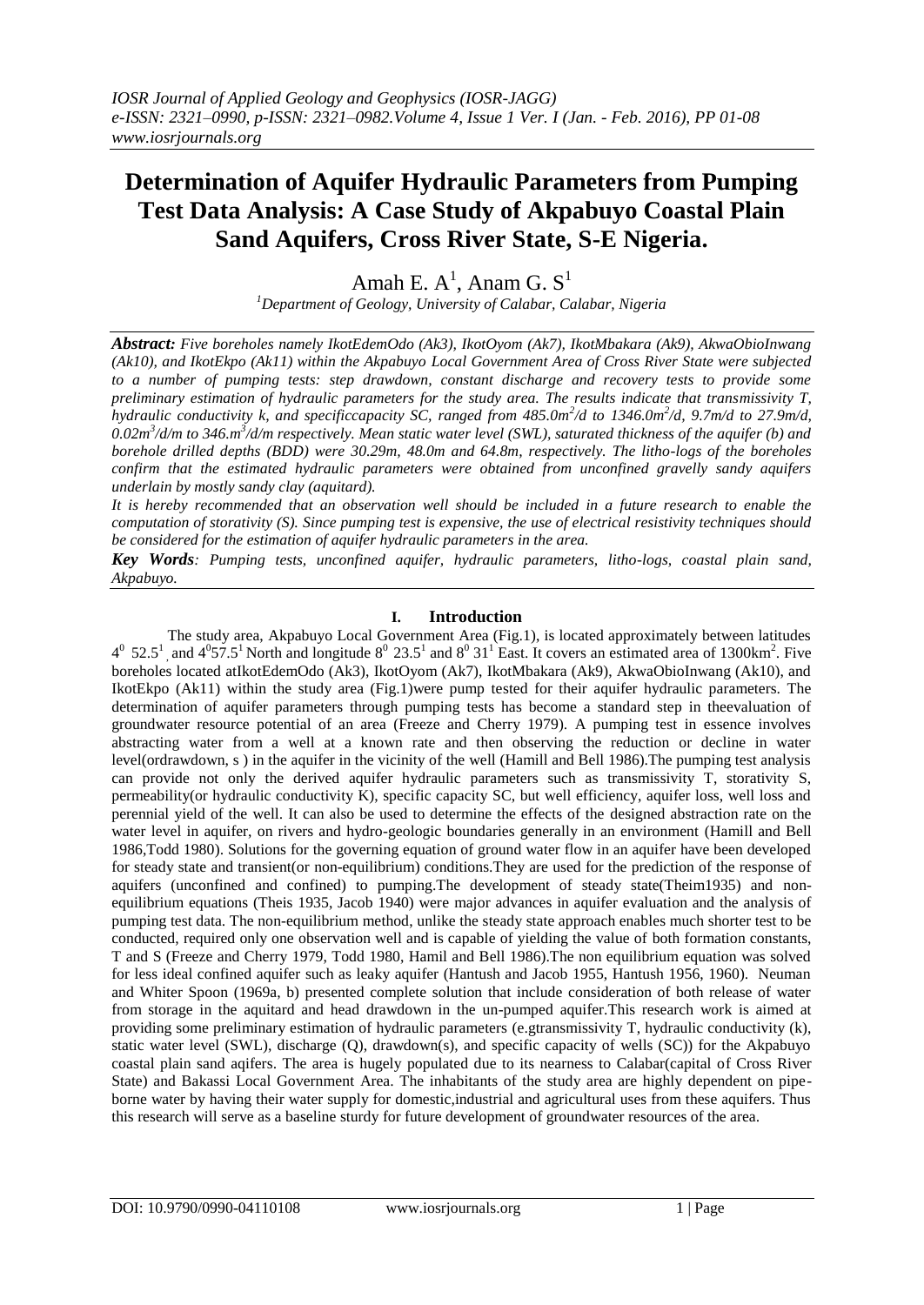# Determination of Aquifer Hydraulic Parameters from Pumping Test Data Analysis: A Case Study of Akpabuyo Coastal Plain Sand Aquifers, Cross River State, S-E Nigeria.

Amah E. A[1], Anam G. S[1]

[1]Department of Geology, University of Calabar, Calabar, Nigeria

***Abstract:*** *Five boreholes namely IkotEdemOdo (Ak3), IkotOyom (Ak7), IkotMbakara (Ak9), AkwaObioInwang (Ak10), and IkotEkpo (Ak11) within the Akpabuyo Local Government Area of Cross River State were subjected to a number of pumping tests: step drawdown, constant discharge and recovery tests to provide some preliminary estimation of hydraulic parameters for the study area. The results indicate that transmissivity T, hydraulic conductivity k, and specificcapacity SC, ranged from 485.0m$^2$/d to 1346.0m$^2$/d, 9.7m/d to 27.9m/d, 0.02m$^3$/d/m to 346.m$^3$/d/m respectively. Mean static water level (SWL), saturated thickness of the aquifer (b) and borehole drilled depths (BDD) were 30.29m, 48.0m and 64.8m, respectively. The litho-logs of the boreholes confirm that the estimated hydraulic parameters were obtained from unconfined gravelly sandy aquifers underlain by mostly sandy clay (aquitard).*

*It is hereby recommended that an observation well should be included in a future research to enable the computation of storativity (S). Since pumping test is expensive, the use of electrical resistivity techniques should be considered for the estimation of aquifer hydraulic parameters in the area.*

***Key Words****: Pumping tests, unconfined aquifer, hydraulic parameters, litho-logs, coastal plain sand, Akpabuyo.*

## I. Introduction

The study area, Akpabuyo Local Government Area (Fig.1), is located approximately between latitudes $4^0$ $52.5^1$ and $4^0 57.5^1$ North and longitude $8^0$ $23.5^1$ and $8^0$ $31^1$ East. It covers an estimated area of 1300km$^2$. Five boreholes located atIkotEdemOdo (Ak3), IkotOyom (Ak7), IkotMbakara (Ak9), AkwaObioInwang (Ak10), and IkotEkpo (Ak11) within the study area (Fig.1)were pump tested for their aquifer hydraulic parameters. The determination of aquifer parameters through pumping tests has become a standard step in theevaluation of groundwater resource potential of an area (Freeze and Cherry 1979). A pumping test in essence involves abstracting water from a well at a known rate and then observing the reduction or decline in water level(ordrawdown, s ) in the aquifer in the vicinity of the well (Hamill and Bell 1986).The pumping test analysis can provide not only the derived aquifer hydraulic parameters such as transmissivity T, storativity S, permeability(or hydraulic conductivity K), specific capacity SC, but well efficiency, aquifer loss, well loss and perennial yield of the well. It can also be used to determine the effects of the designed abstraction rate on the water level in aquifer, on rivers and hydro-geologic boundaries generally in an environment (Hamill and Bell 1986,Todd 1980). Solutions for the governing equation of ground water flow in an aquifer have been developed for steady state and transient(or non-equilibrium) conditions.They are used for the prediction of the response of aquifers (unconfined and confined) to pumping.The development of steady state(Theim1935) and non-equilibrium equations (Theis 1935, Jacob 1940) were major advances in aquifer evaluation and the analysis of pumping test data. The non-equilibrium method, unlike the steady state approach enables much shorter test to be conducted, required only one observation well and is capable of yielding the value of both formation constants, T and S (Freeze and Cherry 1979, Todd 1980, Hamil and Bell 1986).The non equilibrium equation was solved for less ideal confined aquifer such as leaky aquifer (Hantush and Jacob 1955, Hantush 1956, 1960). Neuman and Whiter Spoon (1969a, b) presented complete solution that include consideration of both release of water from storage in the aquitard and head drawdown in the un-pumped aquifer.This research work is aimed at providing some preliminary estimation of hydraulic parameters (e.gtransmissivity T, hydraulic conductivity (k), static water level (SWL), discharge (Q), drawdown(s), and specific capacity of wells (SC)) for the Akpabuyo coastal plain sand aqifers. The area is hugely populated due to its nearness to Calabar(capital of Cross River State) and Bakassi Local Government Area. The inhabitants of the study area are highly dependent on pipe-borne water by having their water supply for domestic,industrial and agricultural uses from these aquifers. Thus this research will serve as a baseline sturdy for future development of groundwater resources of the area.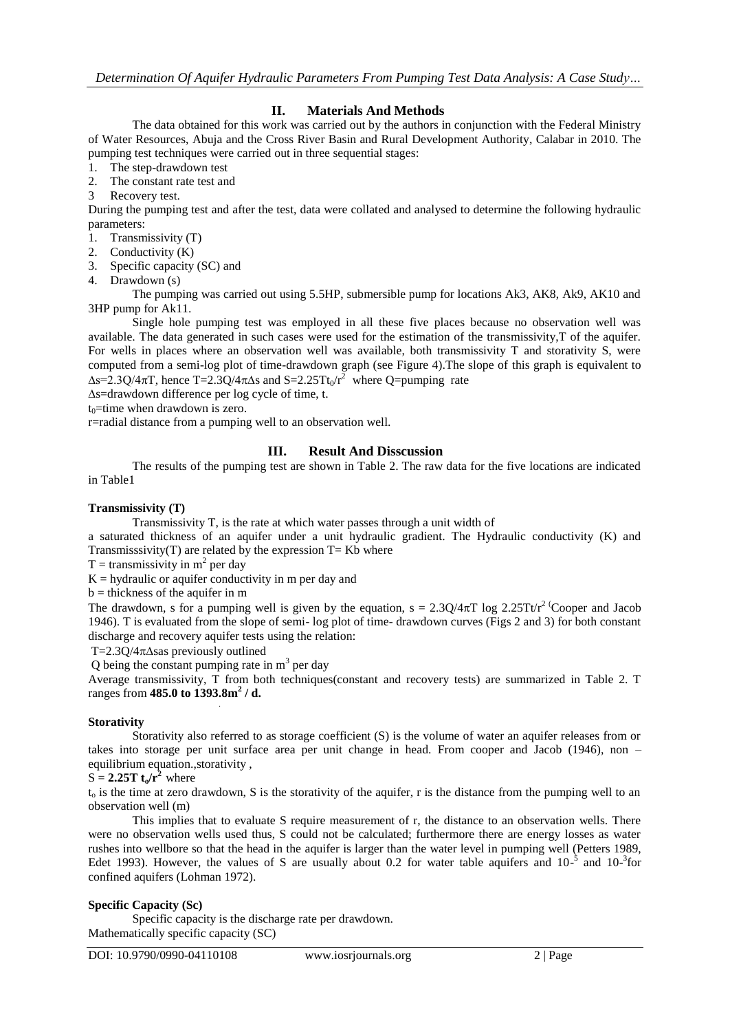## II. Materials And Methods

The data obtained for this work was carried out by the authors in conjunction with the Federal Ministry of Water Resources, Abuja and the Cross River Basin and Rural Development Authority, Calabar in 2010. The pumping test techniques were carried out in three sequential stages:

1. The step-drawdown test
2. The constant rate test and
3. Recovery test.

During the pumping test and after the test, data were collated and analysed to determine the following hydraulic parameters:

1. Transmissivity (T)
2. Conductivity (K)
3. Specific capacity (SC) and
4. Drawdown (s)

The pumping was carried out using 5.5HP, submersible pump for locations Ak3, AK8, Ak9, AK10 and 3HP pump for Ak11.

Single hole pumping test was employed in all these five places because no observation well was available. The data generated in such cases were used for the estimation of the transmissivity,T of the aquifer. For wells in places where an observation well was available, both transmissivity T and storativity S, were computed from a semi-log plot of time-drawdown graph (see Figure 4).The slope of this graph is equivalent to $\Delta s = 2.3Q/4\pi T$, hence $T = 2.3Q/4\pi\Delta s$ and $S = 2.25Tt_0/r^2$ where Q=pumping rate

$\Delta s$=drawdown difference per log cycle of time, t.

$t_0$=time when drawdown is zero.

r=radial distance from a pumping well to an observation well.

## III. Result And Disscussion

The results of the pumping test are shown in Table 2. The raw data for the five locations are indicated in Table1

**Transmissivity (T)**

Transmissivity T, is the rate at which water passes through a unit width of a saturated thickness of an aquifer under a unit hydraulic gradient. The Hydraulic conductivity (K) and Transmisssivity(T) are related by the expression $T = Kb$ where

$T$ = transmissivity in $m^2$ per day

$K$ = hydraulic or aquifer conductivity in m per day and

$b$ = thickness of the aquifer in m

The drawdown, s for a pumping well is given by the equation, $s = 2.3Q/4\pi T \log 2.25Tt/r^2$ (Cooper and Jacob 1946). T is evaluated from the slope of semi- log plot of time- drawdown curves (Figs 2 and 3) for both constant discharge and recovery aquifer tests using the relation:

$T = 2.3Q/4\pi\Delta s$as previously outlined

Q being the constant pumping rate in $m^3$ per day

Average transmissivity, T from both techniques(constant and recovery tests) are summarized in Table 2. T ranges from **485.0 to 1393.8$m^2$ / d.**

**Storativity**

Storativity also referred to as storage coefficient (S) is the volume of water an aquifer releases from or takes into storage per unit surface area per unit change in head. From cooper and Jacob (1946), non – equilibrium equation.,storativity ,

$S = \mathbf{2.25T\, t_o/r^2}$ where

$t_o$ is the time at zero drawdown, S is the storativity of the aquifer, r is the distance from the pumping well to an observation well (m)

This implies that to evaluate S require measurement of r, the distance to an observation wells. There were no observation wells used thus, S could not be calculated; furthermore there are energy losses as water rushes into wellbore so that the head in the aquifer is larger than the water level in pumping well (Petters 1989, Edet 1993). However, the values of S are usually about 0.2 for water table aquifers and $10^{-5}$ and $10^{-3}$for confined aquifers (Lohman 1972).

**Specific Capacity (Sc)**

Specific capacity is the discharge rate per drawdown.

Mathematically specific capacity (SC)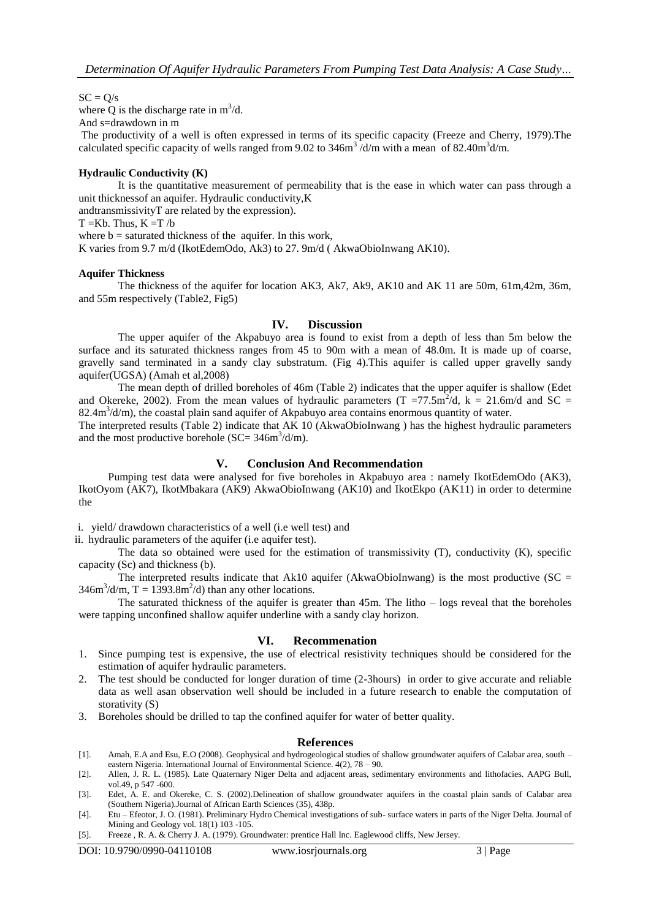$SC = Q/s$

where Q is the discharge rate in $m^3/d$.

And s=drawdown in m

The productivity of a well is often expressed in terms of its specific capacity (Freeze and Cherry, 1979).The calculated specific capacity of wells ranged from 9.02 to $346m^3/d/m$ with a mean of $82.40m^3d/m$.

**Hydraulic Conductivity (K)**

It is the quantitative measurement of permeability that is the ease in which water can pass through a unit thicknessof an aquifer. Hydraulic conductivity,K andtransmissivityT are related by the expression).

$T = Kb$. Thus, $K = T/b$

where b = saturated thickness of the aquifer. In this work,

K varies from 9.7 m/d (IkotEdemOdo, Ak3) to 27. 9m/d ( AkwaObioInwang AK10).

**Aquifer Thickness**

The thickness of the aquifer for location AK3, Ak7, Ak9, AK10 and AK 11 are 50m, 61m,42m, 36m, and 55m respectively (Table2, Fig5)

## IV. Discussion

The upper aquifer of the Akpabuyo area is found to exist from a depth of less than 5m below the surface and its saturated thickness ranges from 45 to 90m with a mean of 48.0m. It is made up of coarse, gravelly sand terminated in a sandy clay substratum. (Fig 4).This aquifer is called upper gravelly sandy aquifer(UGSA) (Amah et al,2008)

The mean depth of drilled boreholes of 46m (Table 2) indicates that the upper aquifer is shallow (Edet and Okereke, 2002). From the mean values of hydraulic parameters ($T = 77.5m^2/d$, $k = 21.6m/d$ and $SC = 82.4m^3/d/m$), the coastal plain sand aquifer of Akpabuyo area contains enormous quantity of water.

The interpreted results (Table 2) indicate that AK 10 (AkwaObioInwang ) has the highest hydraulic parameters and the most productive borehole ($SC= 346m^3/d/m$).

## V. Conclusion And Recommendation

Pumping test data were analysed for five boreholes in Akpabuyo area : namely IkotEdemOdo (AK3), IkotOyom (AK7), IkotMbakara (AK9) AkwaObioInwang (AK10) and IkotEkpo (AK11) in order to determine the

i. yield/ drawdown characteristics of a well (i.e well test) and
ii. hydraulic parameters of the aquifer (i.e aquifer test).

The data so obtained were used for the estimation of transmissivity (T), conductivity (K), specific capacity (Sc) and thickness (b).

The interpreted results indicate that Ak10 aquifer (AkwaObioInwang) is the most productive ($SC = 346m^3/d/m$, $T = 1393.8m^2/d$) than any other locations.

The saturated thickness of the aquifer is greater than 45m. The litho – logs reveal that the boreholes were tapping unconfined shallow aquifer underline with a sandy clay horizon.

## VI. Recommenation

1. Since pumping test is expensive, the use of electrical resistivity techniques should be considered for the estimation of aquifer hydraulic parameters.
2. The test should be conducted for longer duration of time (2-3hours) in order to give accurate and reliable data as well asan observation well should be included in a future research to enable the computation of storativity (S)
3. Boreholes should be drilled to tap the confined aquifer for water of better quality.

## References

[1]. Amah, E.A and Esu, E.O (2008). Geophysical and hydrogeological studies of shallow groundwater aquifers of Calabar area, south – eastern Nigeria. International Journal of Environmental Science. 4(2), 78 – 90.

[2]. Allen, J. R. L. (1985). Late Quaternary Niger Delta and adjacent areas, sedimentary environments and lithofacies. AAPG Bull, vol.49, p 547 -600.

[3]. Edet, A. E. and Okereke, C. S. (2002).Delineation of shallow groundwater aquifers in the coastal plain sands of Calabar area (Southern Nigeria).Journal of African Earth Sciences (35), 438p.

[4]. Etu – Efeotor, J. O. (1981). Preliminary Hydro Chemical investigations of sub- surface waters in parts of the Niger Delta. Journal of Mining and Geology vol. 18(1) 103 -105.

[5]. Freeze , R. A. & Cherry J. A. (1979). Groundwater: prentice Hall Inc. Eaglewood cliffs, New Jersey.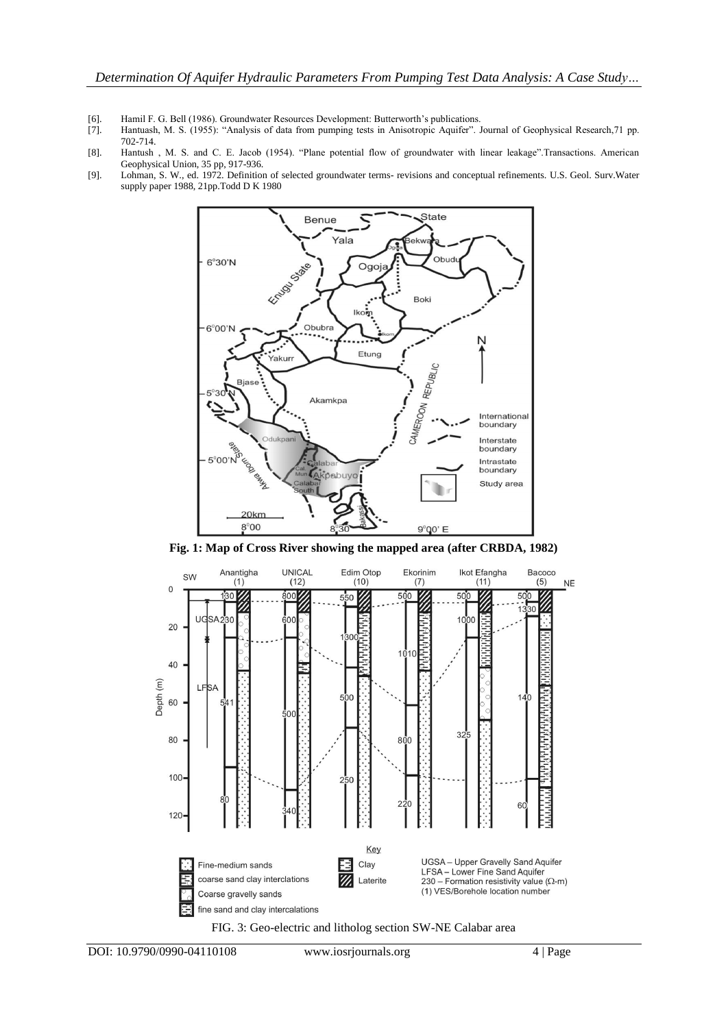[6]. Hamil F. G. Bell (1986). Groundwater Resources Development: Butterworth's publications.

[7]. Hantuash, M. S. (1955): "Analysis of data from pumping tests in Anisotropic Aquifer". Journal of Geophysical Research,71 pp. 702-714.

[8]. Hantush , M. S. and C. E. Jacob (1954). "Plane potential flow of groundwater with linear leakage".Transactions. American Geophysical Union, 35 pp, 917-936.

[9]. Lohman, S. W., ed. 1972. Definition of selected groundwater terms- revisions and conceptual refinements. U.S. Geol. Surv.Water supply paper 1988, 21pp.Todd D K 1980

**Fig. 1: Map of Cross River showing the mapped area (after CRBDA, 1982)**

FIG. 3: Geo-electric and litholog section SW-NE Calabar area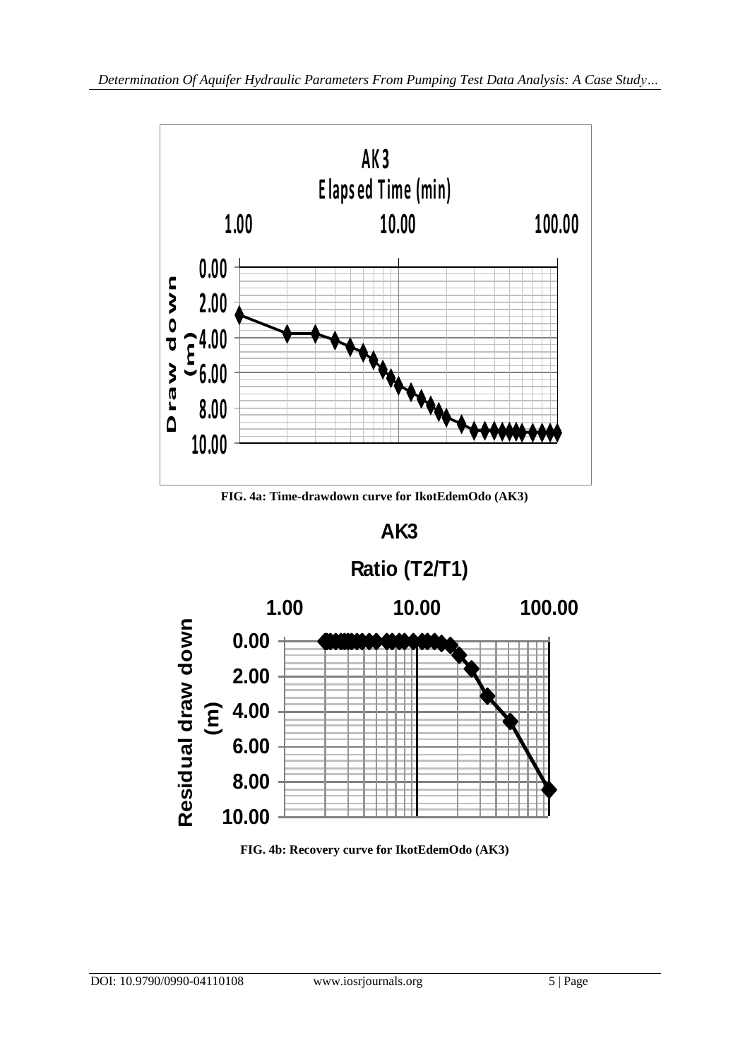FIG. 4a: Time-drawdown curve for IkotEdemOdo (AK3)

FIG. 4b: Recovery curve for IkotEdemOdo (AK3)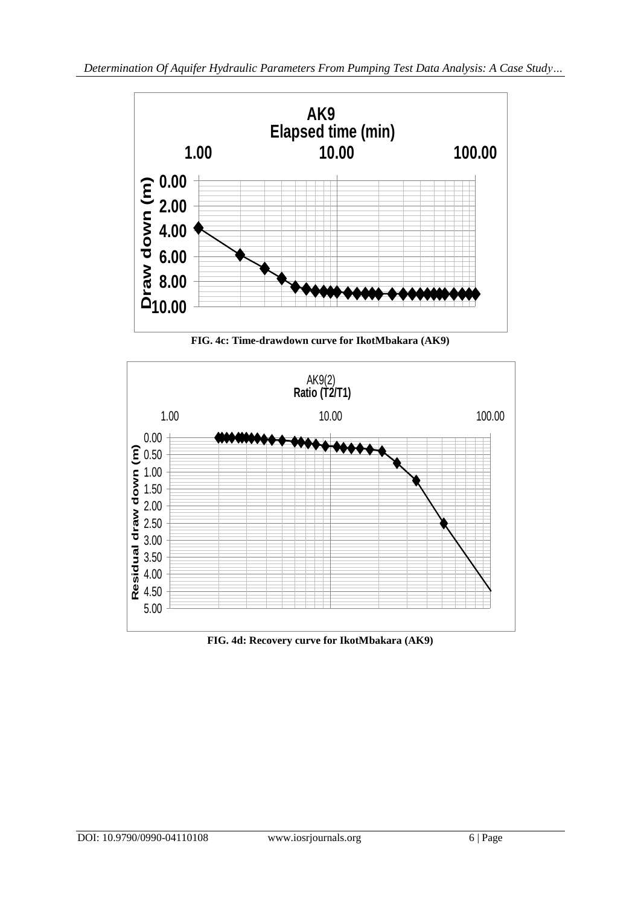FIG. 4c: Time-drawdown curve for IkotMbakara (AK9)

FIG. 4d: Recovery curve for IkotMbakara (AK9)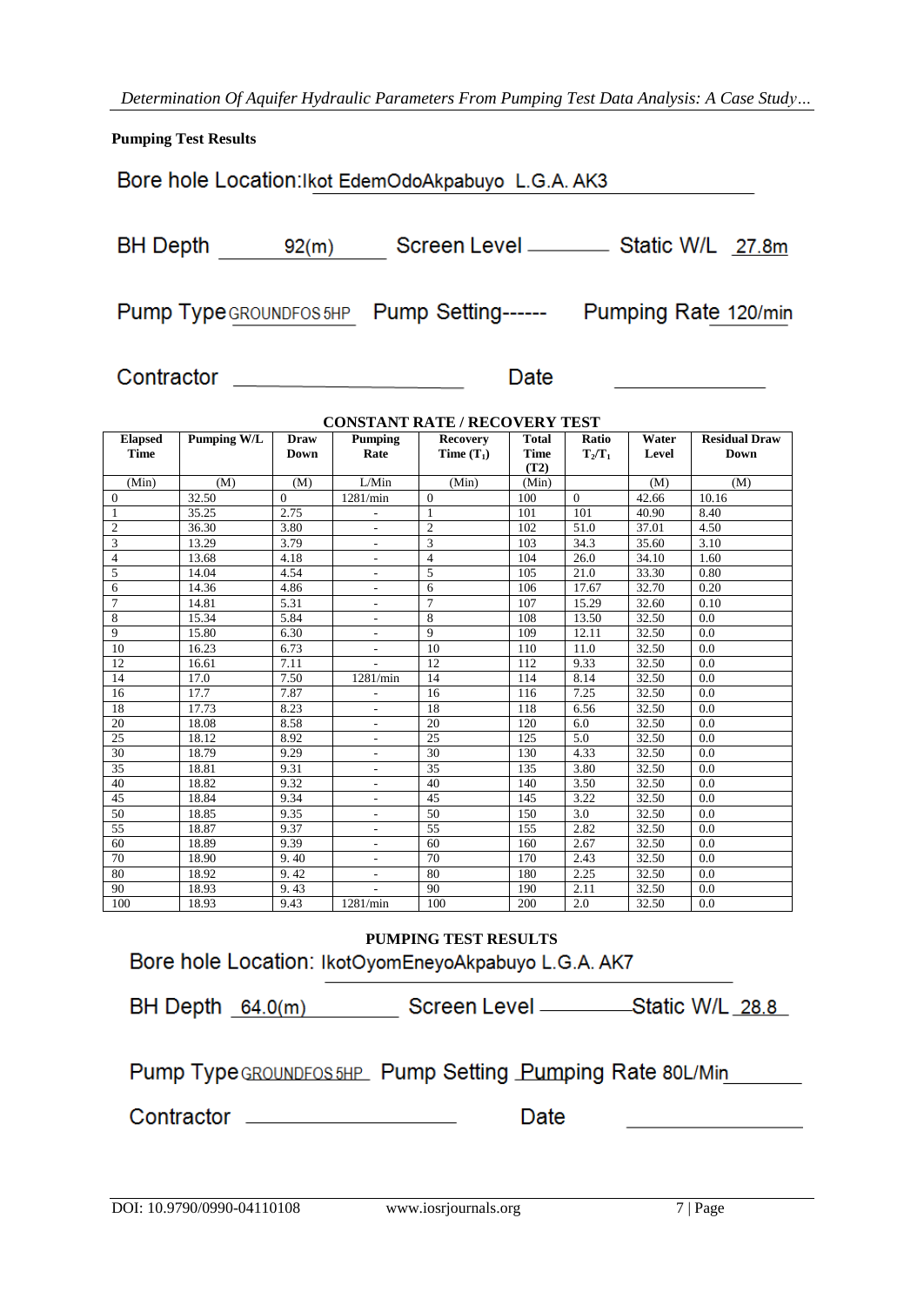**Pumping Test Results**

Bore hole Location: Ikot EdemOdoAkpabuyo L.G.A. AK3

BH Depth 92(m) Screen Level ________ Static W/L 27.8m

Pump Type GROUNDFOS 5HP Pump Setting------ Pumping Rate 120/min

Contractor ____________________ Date ____________

**CONSTANT RATE / RECOVERY TEST**

| Elapsed Time | Pumping W/L | Draw Down | Pumping Rate | Recovery Time ($T_1$) | Total Time (T2) | Ratio $T_2/T_1$ | Water Level | Residual Draw Down |
|---|---|---|---|---|---|---|---|---|
| (Min) | (M) | (M) | L/Min | (Min) | (Min) | | (M) | (M) |
| 0 | 32.50 | 0 | 1281/min | 0 | 100 | 0 | 42.66 | 10.16 |
| 1 | 35.25 | 2.75 | - | 1 | 101 | 101 | 40.90 | 8.40 |
| 2 | 36.30 | 3.80 | - | 2 | 102 | 51.0 | 37.01 | 4.50 |
| 3 | 13.29 | 3.79 | - | 3 | 103 | 34.3 | 35.60 | 3.10 |
| 4 | 13.68 | 4.18 | - | 4 | 104 | 26.0 | 34.10 | 1.60 |
| 5 | 14.04 | 4.54 | - | 5 | 105 | 21.0 | 33.30 | 0.80 |
| 6 | 14.36 | 4.86 | - | 6 | 106 | 17.67 | 32.70 | 0.20 |
| 7 | 14.81 | 5.31 | - | 7 | 107 | 15.29 | 32.60 | 0.10 |
| 8 | 15.34 | 5.84 | - | 8 | 108 | 13.50 | 32.50 | 0.0 |
| 9 | 15.80 | 6.30 | - | 9 | 109 | 12.11 | 32.50 | 0.0 |
| 10 | 16.23 | 6.73 | - | 10 | 110 | 11.0 | 32.50 | 0.0 |
| 12 | 16.61 | 7.11 | - | 12 | 112 | 9.33 | 32.50 | 0.0 |
| 14 | 17.0 | 7.50 | 1281/min | 14 | 114 | 8.14 | 32.50 | 0.0 |
| 16 | 17.7 | 7.87 | - | 16 | 116 | 7.25 | 32.50 | 0.0 |
| 18 | 17.73 | 8.23 | - | 18 | 118 | 6.56 | 32.50 | 0.0 |
| 20 | 18.08 | 8.58 | - | 20 | 120 | 6.0 | 32.50 | 0.0 |
| 25 | 18.12 | 8.92 | - | 25 | 125 | 5.0 | 32.50 | 0.0 |
| 30 | 18.79 | 9.29 | - | 30 | 130 | 4.33 | 32.50 | 0.0 |
| 35 | 18.81 | 9.31 | - | 35 | 135 | 3.80 | 32.50 | 0.0 |
| 40 | 18.82 | 9.32 | - | 40 | 140 | 3.50 | 32.50 | 0.0 |
| 45 | 18.84 | 9.34 | - | 45 | 145 | 3.22 | 32.50 | 0.0 |
| 50 | 18.85 | 9.35 | - | 50 | 150 | 3.0 | 32.50 | 0.0 |
| 55 | 18.87 | 9.37 | - | 55 | 155 | 2.82 | 32.50 | 0.0 |
| 60 | 18.89 | 9.39 | - | 60 | 160 | 2.67 | 32.50 | 0.0 |
| 70 | 18.90 | 9. 40 | - | 70 | 170 | 2.43 | 32.50 | 0.0 |
| 80 | 18.92 | 9. 42 | - | 80 | 180 | 2.25 | 32.50 | 0.0 |
| 90 | 18.93 | 9. 43 | - | 90 | 190 | 2.11 | 32.50 | 0.0 |
| 100 | 18.93 | 9.43 | 1281/min | 100 | 200 | 2.0 | 32.50 | 0.0 |

**PUMPING TEST RESULTS**

Bore hole Location: IkotOyomEneyoAkpabuyo L.G.A. AK7

BH Depth 64.0(m) Screen Level ________ Static W/L 28.8

Pump Type GROUNDFOS 5HP Pump Setting Pumping Rate 80L/Min

Contractor ____________________ Date ____________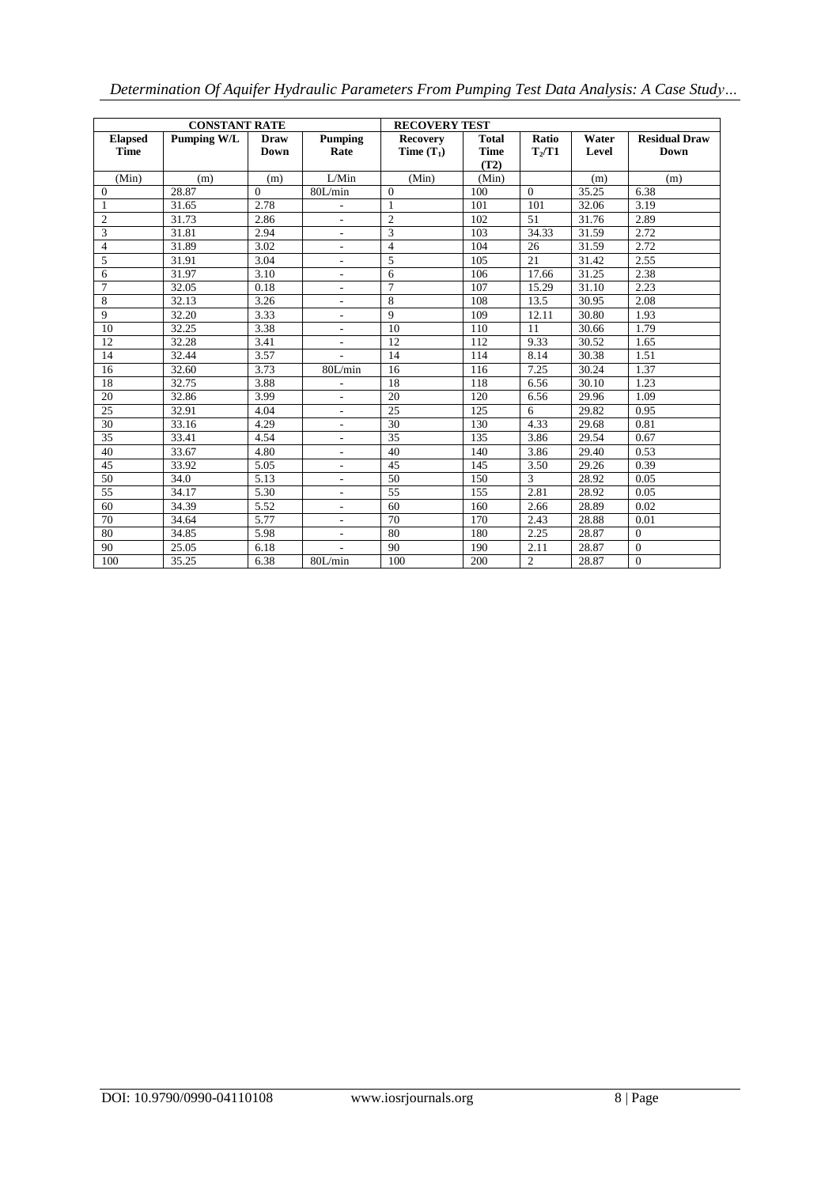| CONSTANT RATE | | | | RECOVERY TEST | | | | |
|---|---|---|---|---|---|---|---|---|
| **Elapsed Time** | **Pumping W/L** | **Draw Down** | **Pumping Rate** | **Recovery Time ($T_1$)** | **Total Time (T2)** | **Ratio $T_2$/T1** | **Water Level** | **Residual Draw Down** |
| (Min) | (m) | (m) | L/Min | (Min) | (Min) | | (m) | (m) |
| 0 | 28.87 | 0 | 80L/min | 0 | 100 | 0 | 35.25 | 6.38 |
| 1 | 31.65 | 2.78 | - | 1 | 101 | 101 | 32.06 | 3.19 |
| 2 | 31.73 | 2.86 | - | 2 | 102 | 51 | 31.76 | 2.89 |
| 3 | 31.81 | 2.94 | - | 3 | 103 | 34.33 | 31.59 | 2.72 |
| 4 | 31.89 | 3.02 | - | 4 | 104 | 26 | 31.59 | 2.72 |
| 5 | 31.91 | 3.04 | - | 5 | 105 | 21 | 31.42 | 2.55 |
| 6 | 31.97 | 3.10 | - | 6 | 106 | 17.66 | 31.25 | 2.38 |
| 7 | 32.05 | 0.18 | - | 7 | 107 | 15.29 | 31.10 | 2.23 |
| 8 | 32.13 | 3.26 | - | 8 | 108 | 13.5 | 30.95 | 2.08 |
| 9 | 32.20 | 3.33 | - | 9 | 109 | 12.11 | 30.80 | 1.93 |
| 10 | 32.25 | 3.38 | - | 10 | 110 | 11 | 30.66 | 1.79 |
| 12 | 32.28 | 3.41 | - | 12 | 112 | 9.33 | 30.52 | 1.65 |
| 14 | 32.44 | 3.57 | - | 14 | 114 | 8.14 | 30.38 | 1.51 |
| 16 | 32.60 | 3.73 | 80L/min | 16 | 116 | 7.25 | 30.24 | 1.37 |
| 18 | 32.75 | 3.88 | - | 18 | 118 | 6.56 | 30.10 | 1.23 |
| 20 | 32.86 | 3.99 | - | 20 | 120 | 6.56 | 29.96 | 1.09 |
| 25 | 32.91 | 4.04 | - | 25 | 125 | 6 | 29.82 | 0.95 |
| 30 | 33.16 | 4.29 | - | 30 | 130 | 4.33 | 29.68 | 0.81 |
| 35 | 33.41 | 4.54 | - | 35 | 135 | 3.86 | 29.54 | 0.67 |
| 40 | 33.67 | 4.80 | - | 40 | 140 | 3.86 | 29.40 | 0.53 |
| 45 | 33.92 | 5.05 | - | 45 | 145 | 3.50 | 29.26 | 0.39 |
| 50 | 34.0 | 5.13 | - | 50 | 150 | 3 | 28.92 | 0.05 |
| 55 | 34.17 | 5.30 | - | 55 | 155 | 2.81 | 28.92 | 0.05 |
| 60 | 34.39 | 5.52 | - | 60 | 160 | 2.66 | 28.89 | 0.02 |
| 70 | 34.64 | 5.77 | - | 70 | 170 | 2.43 | 28.88 | 0.01 |
| 80 | 34.85 | 5.98 | - | 80 | 180 | 2.25 | 28.87 | 0 |
| 90 | 25.05 | 6.18 | - | 90 | 190 | 2.11 | 28.87 | 0 |
| 100 | 35.25 | 6.38 | 80L/min | 100 | 200 | 2 | 28.87 | 0 |